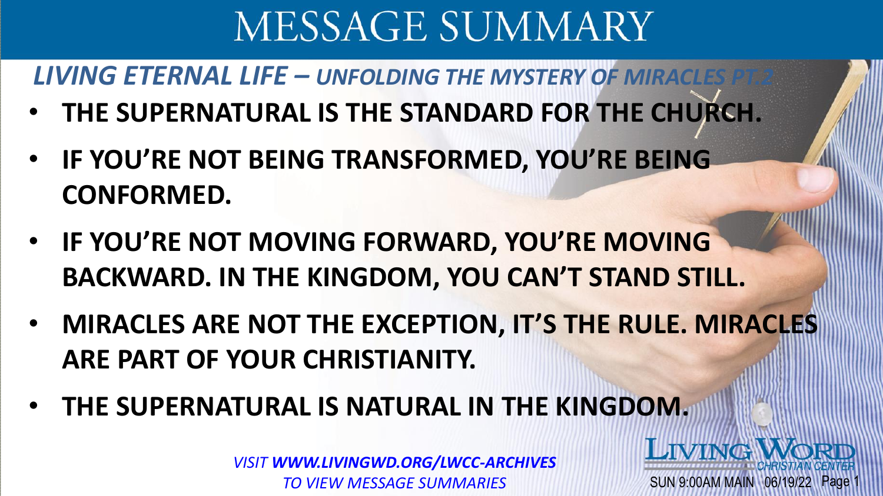# MESSAGE SUMMARY

## *LIVING ETERNAL LIFE – UNFOLDING THE MYSTERY OF MIRACLES PT.2*

- **THE SUPERNATURAL IS THE STANDARD FOR THE CHURCH.**
- **IF YOU'RE NOT BEING TRANSFORMED, YOU'RE BEING CONFORMED.**
- **IF YOU'RE NOT MOVING FORWARD, YOU'RE MOVING BACKWARD. IN THE KINGDOM, YOU CAN'T STAND STILL.**
- **MIRACLES ARE NOT THE EXCEPTION, IT'S THE RULE. MIRACLES ARE PART OF YOUR CHRISTIANITY.**
- **THE SUPERNATURAL IS NATURAL IN THE KINGDOM.**

*VISIT **WWW.LIVINGWD.ORG/LWCC-ARCHIVES** TO VIEW MESSAGE SUMMARIES*

LIVING WORD CHRISTIAN CENTER

SUN 9:00AM MAIN 06/19/22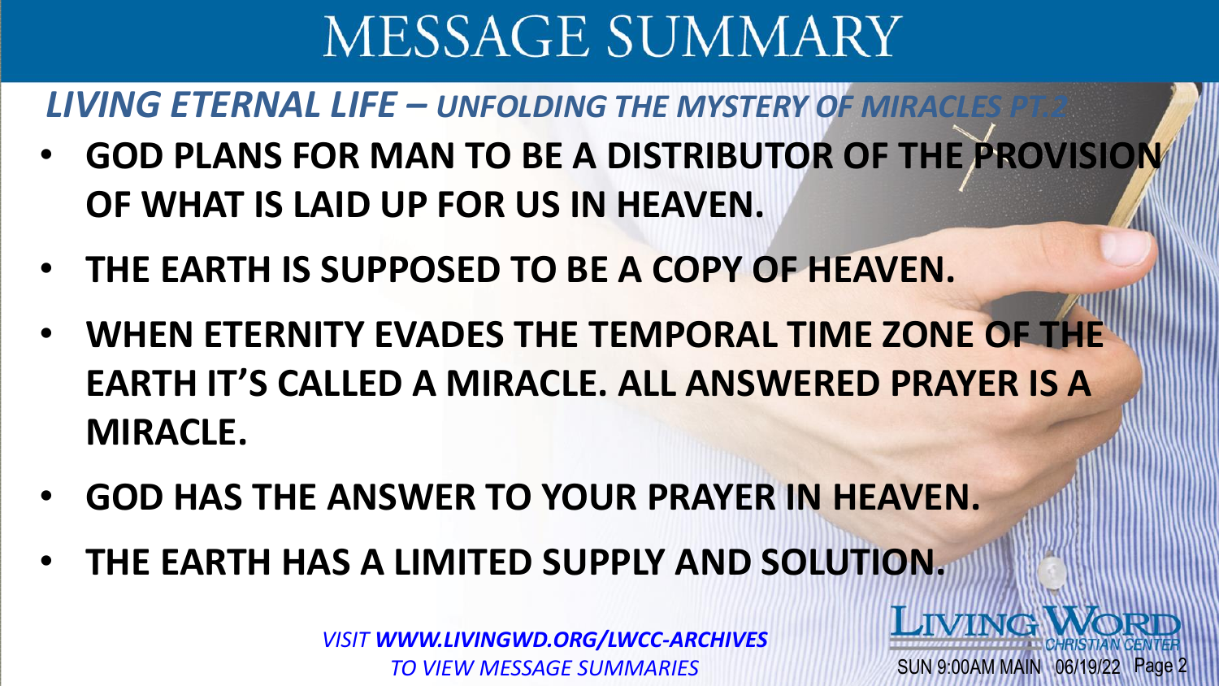# MESSAGE SUMMARY

***LIVING ETERNAL LIFE – UNFOLDING THE MYSTERY OF MIRACLES PT.2***

- **GOD PLANS FOR MAN TO BE A DISTRIBUTOR OF THE PROVISION OF WHAT IS LAID UP FOR US IN HEAVEN.**
- **THE EARTH IS SUPPOSED TO BE A COPY OF HEAVEN.**
- **WHEN ETERNITY EVADES THE TEMPORAL TIME ZONE OF THE EARTH IT'S CALLED A MIRACLE. ALL ANSWERED PRAYER IS A MIRACLE.**
- **GOD HAS THE ANSWER TO YOUR PRAYER IN HEAVEN.**
- **THE EARTH HAS A LIMITED SUPPLY AND SOLUTION.**

*VISIT **WWW.LIVINGWD.ORG/LWCC-ARCHIVES** TO VIEW MESSAGE SUMMARIES*

LIVING WORD CHRISTIAN CENTER

SUN 9:00AM MAIN 06/19/22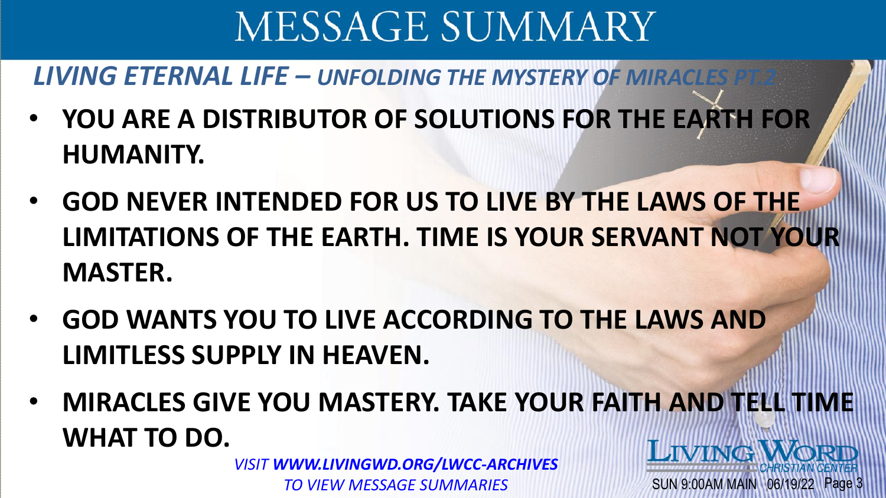# MESSAGE SUMMARY

## *LIVING ETERNAL LIFE – UNFOLDING THE MYSTERY OF MIRACLES PT.2*

- **YOU ARE A DISTRIBUTOR OF SOLUTIONS FOR THE EARTH FOR HUMANITY.**
- **GOD NEVER INTENDED FOR US TO LIVE BY THE LAWS OF THE LIMITATIONS OF THE EARTH. TIME IS YOUR SERVANT NOT YOUR MASTER.**
- **GOD WANTS YOU TO LIVE ACCORDING TO THE LAWS AND LIMITLESS SUPPLY IN HEAVEN.**
- **MIRACLES GIVE YOU MASTERY. TAKE YOUR FAITH AND TELL TIME WHAT TO DO.**

*VISIT **WWW.LIVINGWD.ORG/LWCC-ARCHIVES** TO VIEW MESSAGE SUMMARIES*

LIVING WORD CHRISTIAN CENTER

SUN 9:00AM MAIN 06/19/22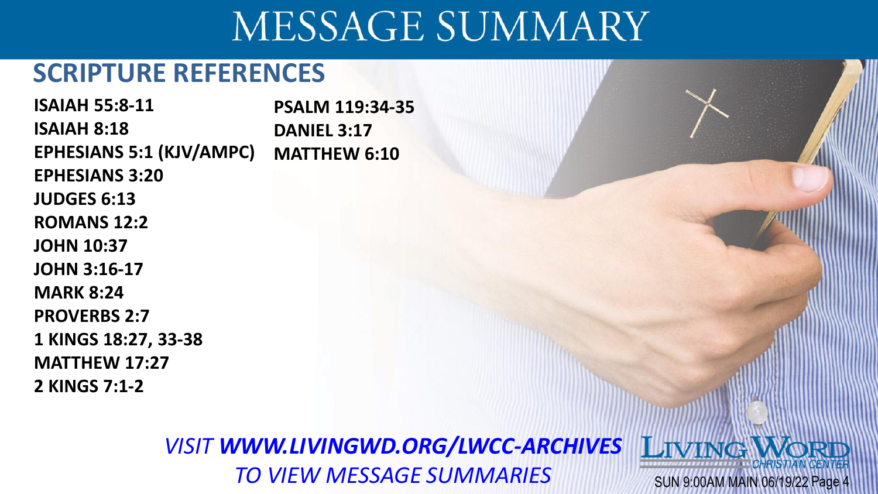# MESSAGE SUMMARY

## SCRIPTURE REFERENCES

**ISAIAH 55:8-11**
**ISAIAH 8:18**
**EPHESIANS 5:1 (KJV/AMPC)**
**EPHESIANS 3:20**
**JUDGES 6:13**
**ROMANS 12:2**
**JOHN 10:37**
**JOHN 3:16-17**
**MARK 8:24**
**PROVERBS 2:7**
**1 KINGS 18:27, 33-38**
**MATTHEW 17:27**
**2 KINGS 7:1-2**
**PSALM 119:34-35**
**DANIEL 3:17**
**MATTHEW 6:10**

*VISIT **WWW.LIVINGWD.ORG/LWCC-ARCHIVES** TO VIEW MESSAGE SUMMARIES*

LIVING WORD CHRISTIAN CENTER

SUN 9:00AM MAIN 06/19/22